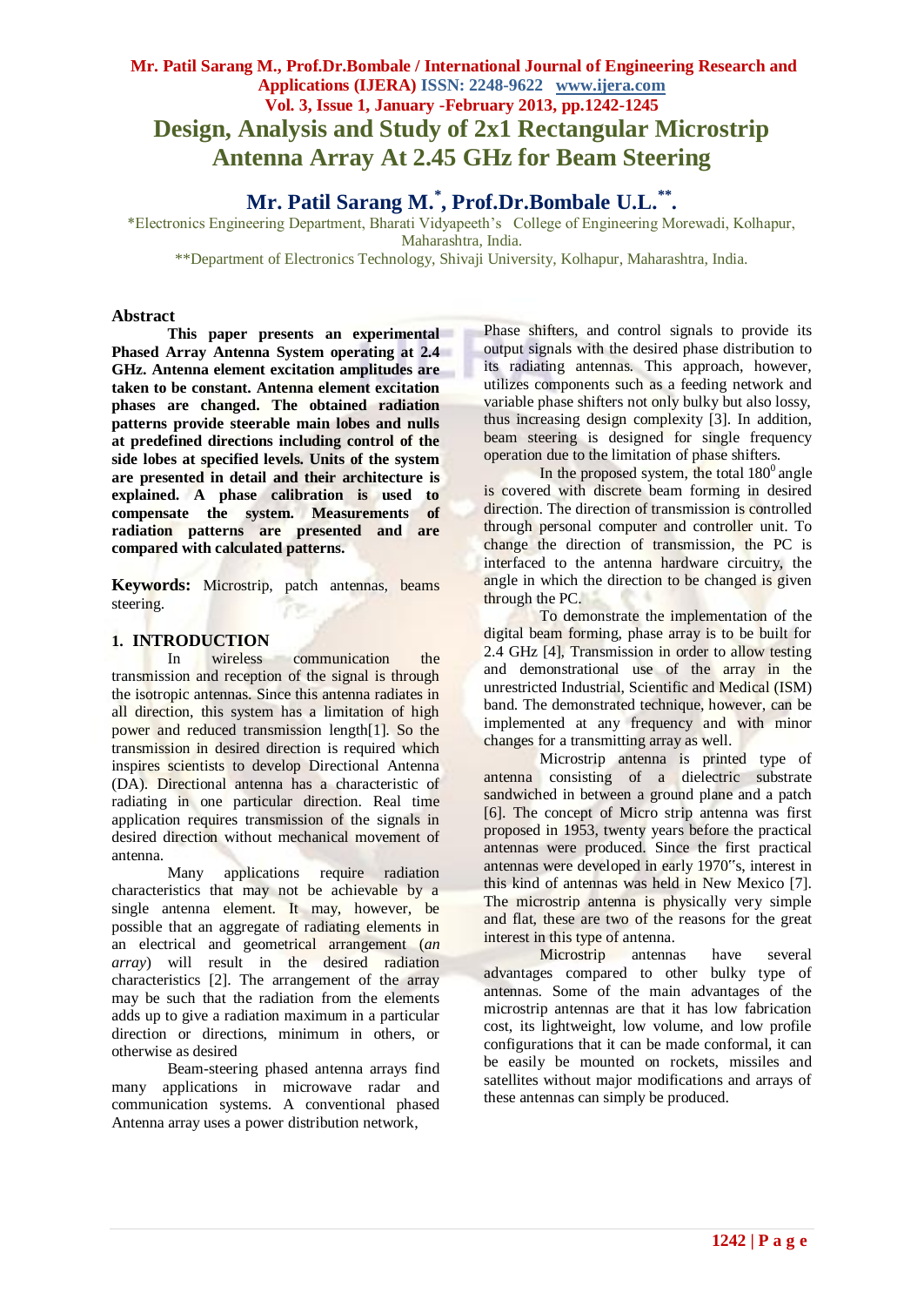# Design, Analysis and Study of 2x1 Rectangular Microstrip Antenna Array At 2.45 GHz for Beam Steering

**Mr. Patil Sarang M.[*], Prof.Dr.Bombale U.L.[**].**

*Electronics Engineering Department, Bharati Vidyapeeth's College of Engineering Morewadi, Kolhapur, Maharashtra, India.

**Department of Electronics Technology, Shivaji University, Kolhapur, Maharashtra, India.

## Abstract

**This paper presents an experimental Phased Array Antenna System operating at 2.4 GHz. Antenna element excitation amplitudes are taken to be constant. Antenna element excitation phases are changed. The obtained radiation patterns provide steerable main lobes and nulls at predefined directions including control of the side lobes at specified levels. Units of the system are presented in detail and their architecture is explained. A phase calibration is used to compensate the system. Measurements of radiation patterns are presented and are compared with calculated patterns.**

**Keywords:** Microstrip, patch antennas, beams steering.

## 1. INTRODUCTION

In wireless communication the transmission and reception of the signal is through the isotropic antennas. Since this antenna radiates in all direction, this system has a limitation of high power and reduced transmission length[1]. So the transmission in desired direction is required which inspires scientists to develop Directional Antenna (DA). Directional antenna has a characteristic of radiating in one particular direction. Real time application requires transmission of the signals in desired direction without mechanical movement of antenna.

Many applications require radiation characteristics that may not be achievable by a single antenna element. It may, however, be possible that an aggregate of radiating elements in an electrical and geometrical arrangement (*an array*) will result in the desired radiation characteristics [2]. The arrangement of the array may be such that the radiation from the elements adds up to give a radiation maximum in a particular direction or directions, minimum in others, or otherwise as desired

Beam-steering phased antenna arrays find many applications in microwave radar and communication systems. A conventional phased Antenna array uses a power distribution network, Phase shifters, and control signals to provide its output signals with the desired phase distribution to its radiating antennas. This approach, however, utilizes components such as a feeding network and variable phase shifters not only bulky but also lossy, thus increasing design complexity [3]. In addition, beam steering is designed for single frequency operation due to the limitation of phase shifters.

In the proposed system, the total $180^0$ angle is covered with discrete beam forming in desired direction. The direction of transmission is controlled through personal computer and controller unit. To change the direction of transmission, the PC is interfaced to the antenna hardware circuitry, the angle in which the direction to be changed is given through the PC.

To demonstrate the implementation of the digital beam forming, phase array is to be built for 2.4 GHz [4], Transmission in order to allow testing and demonstrational use of the array in the unrestricted Industrial, Scientific and Medical (ISM) band. The demonstrated technique, however, can be implemented at any frequency and with minor changes for a transmitting array as well.

Microstrip antenna is printed type of antenna consisting of a dielectric substrate sandwiched in between a ground plane and a patch [6]. The concept of Micro strip antenna was first proposed in 1953, twenty years before the practical antennas were produced. Since the first practical antennas were developed in early 1970"s, interest in this kind of antennas was held in New Mexico [7]. The microstrip antenna is physically very simple and flat, these are two of the reasons for the great interest in this type of antenna.

Microstrip antennas have several advantages compared to other bulky type of antennas. Some of the main advantages of the microstrip antennas are that it has low fabrication cost, its lightweight, low volume, and low profile configurations that it can be made conformal, it can be easily be mounted on rockets, missiles and satellites without major modifications and arrays of these antennas can simply be produced.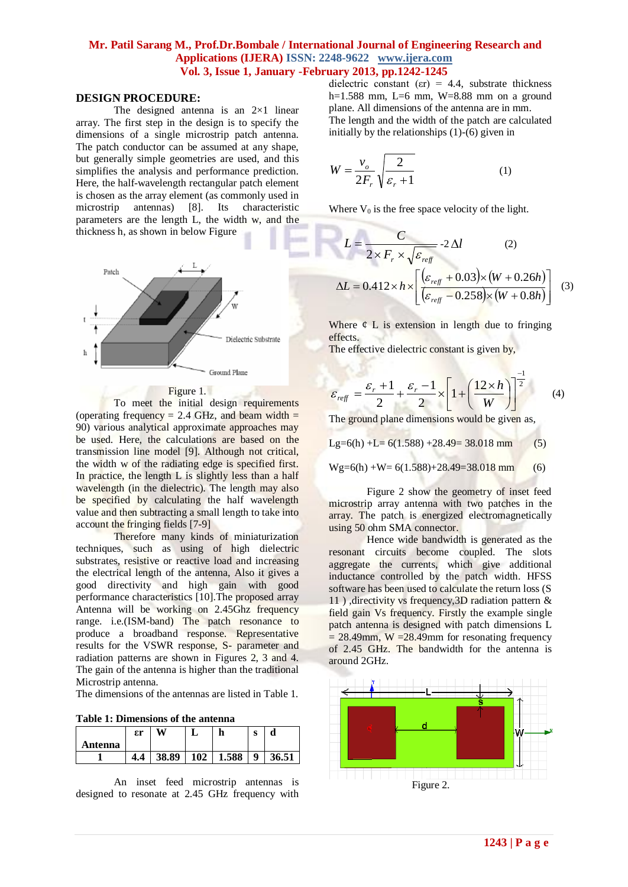## DESIGN PROCEDURE:

The designed antenna is an 2×1 linear array. The first step in the design is to specify the dimensions of a single microstrip patch antenna. The patch conductor can be assumed at any shape, but generally simple geometries are used, and this simplifies the analysis and performance prediction. Here, the half-wavelength rectangular patch element is chosen as the array element (as commonly used in microstrip antennas) [8]. Its characteristic parameters are the length L, the width w, and the thickness h, as shown in below Figure

Figure 1.

To meet the initial design requirements (operating frequency = 2.4 GHz, and beam width = 90) various analytical approximate approaches may be used. Here, the calculations are based on the transmission line model [9]. Although not critical, the width w of the radiating edge is specified first. In practice, the length L is slightly less than a half wavelength (in the dielectric). The length may also be specified by calculating the half wavelength value and then subtracting a small length to take into account the fringing fields [7-9]

Therefore many kinds of miniaturization techniques, such as using of high dielectric substrates, resistive or reactive load and increasing the electrical length of the antenna, Also it gives a good directivity and high gain with good performance characteristics [10].The proposed array Antenna will be working on 2.45Ghz frequency range. i.e.(ISM-band) The patch resonance to produce a broadband response. Representative results for the VSWR response, S- parameter and radiation patterns are shown in Figures 2, 3 and 4. The gain of the antenna is higher than the traditional Microstrip antenna.

The dimensions of the antennas are listed in Table 1.

**Table 1: Dimensions of the antenna**

| Antenna | εr | W | L | h | s | d |
|---|---|---|---|---|---|---|
| 1 | 4.4 | 38.89 | 102 | 1.588 | 9 | 36.51 |

An inset feed microstrip antennas is designed to resonate at 2.45 GHz frequency with dielectric constant (εr) = 4.4, substrate thickness h=1.588 mm, L=6 mm, W=8.88 mm on a ground plane. All dimensions of the antenna are in mm.

The length and the width of the patch are calculated initially by the relationships (1)-(6) given in

$$W = \frac{v_o}{2F_r}\sqrt{\frac{2}{\varepsilon_r + 1}} \quad (1)$$

Where $V_0$ is the free space velocity of the light.

$$L = \frac{C}{2 \times F_r \times \sqrt{\varepsilon_{reff}}} - 2\Delta l \quad (2)$$

$$\Delta L = 0.412 \times h \times \left[\frac{(\varepsilon_{reff} + 0.03) \times (W + 0.26h)}{(\varepsilon_{reff} - 0.258) \times (W + 0.8h)}\right] \quad (3)$$

Where ¢ L is extension in length due to fringing effects.

The effective dielectric constant is given by,

$$\varepsilon_{reff} = \frac{\varepsilon_r + 1}{2} + \frac{\varepsilon_r - 1}{2} \times \left[1 + \left(\frac{12 \times h}{W}\right)\right]^{-\frac{1}{2}} \quad (4)$$

The ground plane dimensions would be given as,

Lg=6(h) +L= 6(1.588) +28.49= 38.018 mm (5)

Wg=6(h) +W= 6(1.588)+28.49=38.018 mm (6)

Figure 2 show the geometry of inset feed microstrip array antenna with two patches in the array. The patch is energized electromagnetically using 50 ohm SMA connector.

Hence wide bandwidth is generated as the resonant circuits become coupled. The slots aggregate the currents, which give additional inductance controlled by the patch width. HFSS software has been used to calculate the return loss (S 11 ) ,directivity vs frequency,3D radiation pattern & field gain Vs frequency. Firstly the example single patch antenna is designed with patch dimensions L = 28.49mm, W =28.49mm for resonating frequency of 2.45 GHz. The bandwidth for the antenna is around 2GHz.

Figure 2.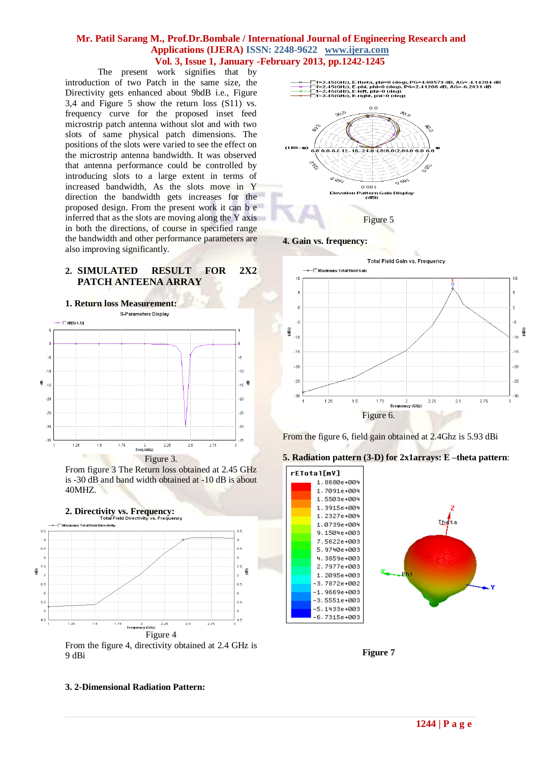The present work signifies that by introduction of two Patch in the same size, the Directivity gets enhanced about 9bdB i.e., Figure 3,4 and Figure 5 show the return loss (S11) vs. frequency curve for the proposed inset feed microstrip patch antenna without slot and with two slots of same physical patch dimensions. The positions of the slots were varied to see the effect on the microstrip antenna bandwidth. It was observed that antenna performance could be controlled by introducing slots to a large extent in terms of increased bandwidth, As the slots move in Y direction the bandwidth gets increases for the proposed design. From the present work it can b e inferred that as the slots are moving along the Y axis in both the directions, of course in specified range the bandwidth and other performance parameters are also improving significantly.

## 2. SIMULATED RESULT FOR 2X2 PATCH ANTEENA ARRAY

### 1. Return loss Measurement:

Figure 3.

From figure 3 The Return loss obtained at 2.45 GHz is -30 dB and band width obtained at -10 dB is about 40MHZ.

### 2. Directivity vs. Frequency:

Figure 4

From the figure 4, directivity obtained at 2.4 GHz is 9 dBi

### 3. 2-Dimensional Radiation Pattern:

Figure 5

### 4. Gain vs. frequency:

Figure 6.

From the figure 6, field gain obtained at 2.4Ghz is 5.93 dBi

### 5. Radiation pattern (3-D) for 2x1arrays: E –theta pattern:

Figure 7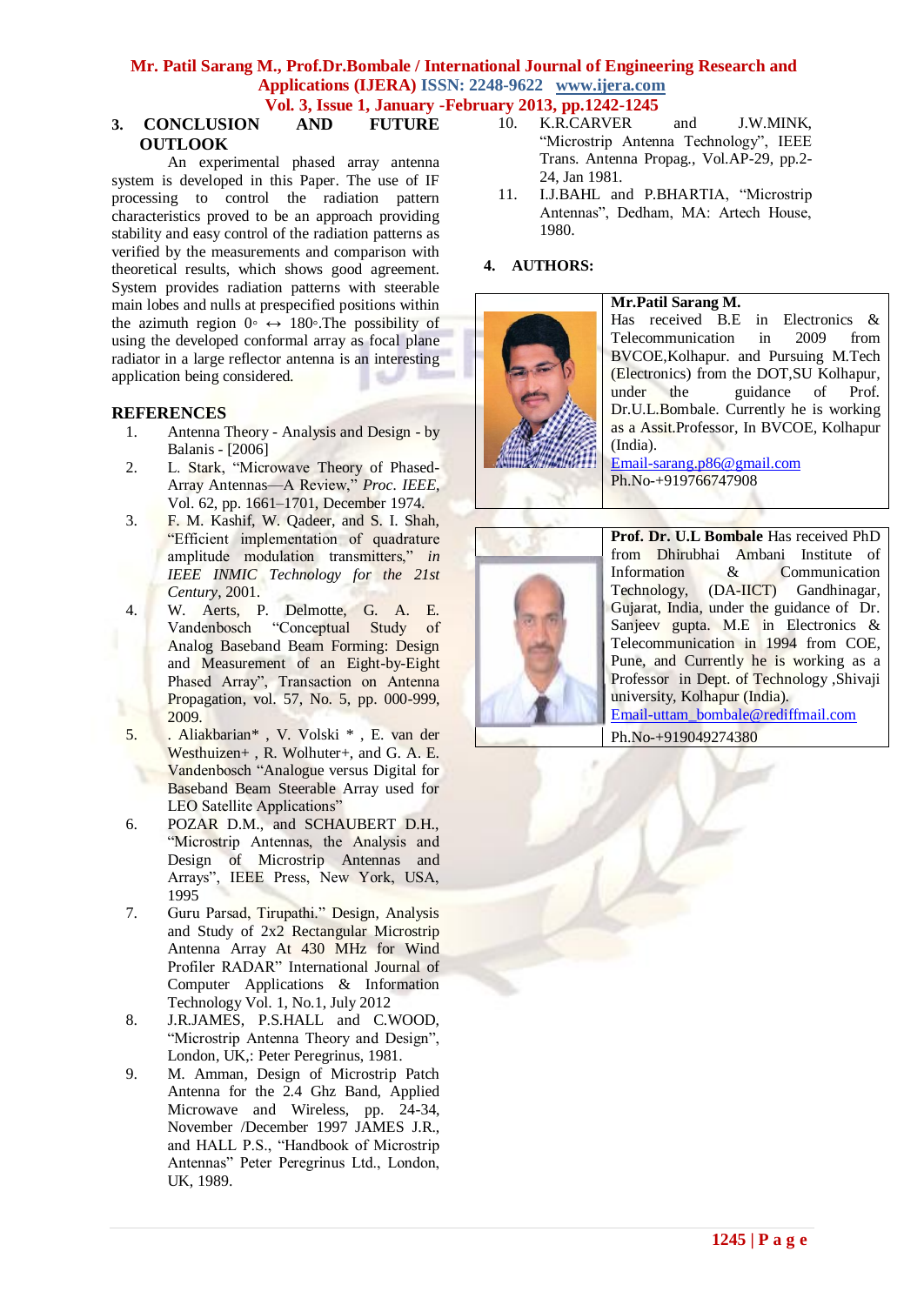## 3. CONCLUSION AND FUTURE OUTLOOK

An experimental phased array antenna system is developed in this Paper. The use of IF processing to control the radiation pattern characteristics proved to be an approach providing stability and easy control of the radiation patterns as verified by the measurements and comparison with theoretical results, which shows good agreement. System provides radiation patterns with steerable main lobes and nulls at prespecified positions within the azimuth region 0◦ ↔ 180◦.The possibility of using the developed conformal array as focal plane radiator in a large reflector antenna is an interesting application being considered.

## REFERENCES

1. Antenna Theory - Analysis and Design - by Balanis - [2006]
2. L. Stark, "Microwave Theory of Phased-Array Antennas—A Review," *Proc. IEEE*, Vol. 62, pp. 1661–1701, December 1974.
3. F. M. Kashif, W. Qadeer, and S. I. Shah, "Efficient implementation of quadrature amplitude modulation transmitters," *in IEEE INMIC Technology for the 21st Century*, 2001.
4. W. Aerts, P. Delmotte, G. A. E. Vandenbosch "Conceptual Study of Analog Baseband Beam Forming: Design and Measurement of an Eight-by-Eight Phased Array", Transaction on Antenna Propagation, vol. 57, No. 5, pp. 000-999, 2009.
5. . Aliakbarian* , V. Volski * , E. van der Westhuizen+ , R. Wolhuter+, and G. A. E. Vandenbosch "Analogue versus Digital for Baseband Beam Steerable Array used for LEO Satellite Applications"
6. POZAR D.M., and SCHAUBERT D.H., "Microstrip Antennas, the Analysis and Design of Microstrip Antennas and Arrays", IEEE Press, New York, USA, 1995
7. Guru Parsad, Tirupathi." Design, Analysis and Study of 2x2 Rectangular Microstrip Antenna Array At 430 MHz for Wind Profiler RADAR" International Journal of Computer Applications & Information Technology Vol. 1, No.1, July 2012
8. J.R.JAMES, P.S.HALL and C.WOOD, "Microstrip Antenna Theory and Design", London, UK,: Peter Peregrinus, 1981.
9. M. Amman, Design of Microstrip Patch Antenna for the 2.4 Ghz Band, Applied Microwave and Wireless, pp. 24-34, November /December 1997 JAMES J.R., and HALL P.S., "Handbook of Microstrip Antennas" Peter Peregrinus Ltd., London, UK, 1989.
10. K.R.CARVER and J.W.MINK, "Microstrip Antenna Technology", IEEE Trans. Antenna Propag., Vol.AP-29, pp.2-24, Jan 1981.
11. I.J.BAHL and P.BHARTIA, "Microstrip Antennas", Dedham, MA: Artech House, 1980.

## 4. AUTHORS:

**Mr.Patil Sarang M.**
Has received B.E in Electronics & Telecommunication in 2009 from BVCOE,Kolhapur. and Pursuing M.Tech (Electronics) from the DOT,SU Kolhapur, under the guidance of Prof. Dr.U.L.Bombale. Currently he is working as a Assit.Professor, In BVCOE, Kolhapur (India).
Email-sarang.p86@gmail.com
Ph.No-+919766747908

**Prof. Dr. U.L Bombale** Has received PhD from Dhirubhai Ambani Institute of Information & Communication Technology, (DA-IICT) Gandhinagar, Gujarat, India, under the guidance of Dr. Sanjeev gupta. M.E in Electronics & Telecommunication in 1994 from COE, Pune, and Currently he is working as a Professor in Dept. of Technology ,Shivaji university, Kolhapur (India).
Email-uttam_bombale@rediffmail.com
Ph.No-+919049274380